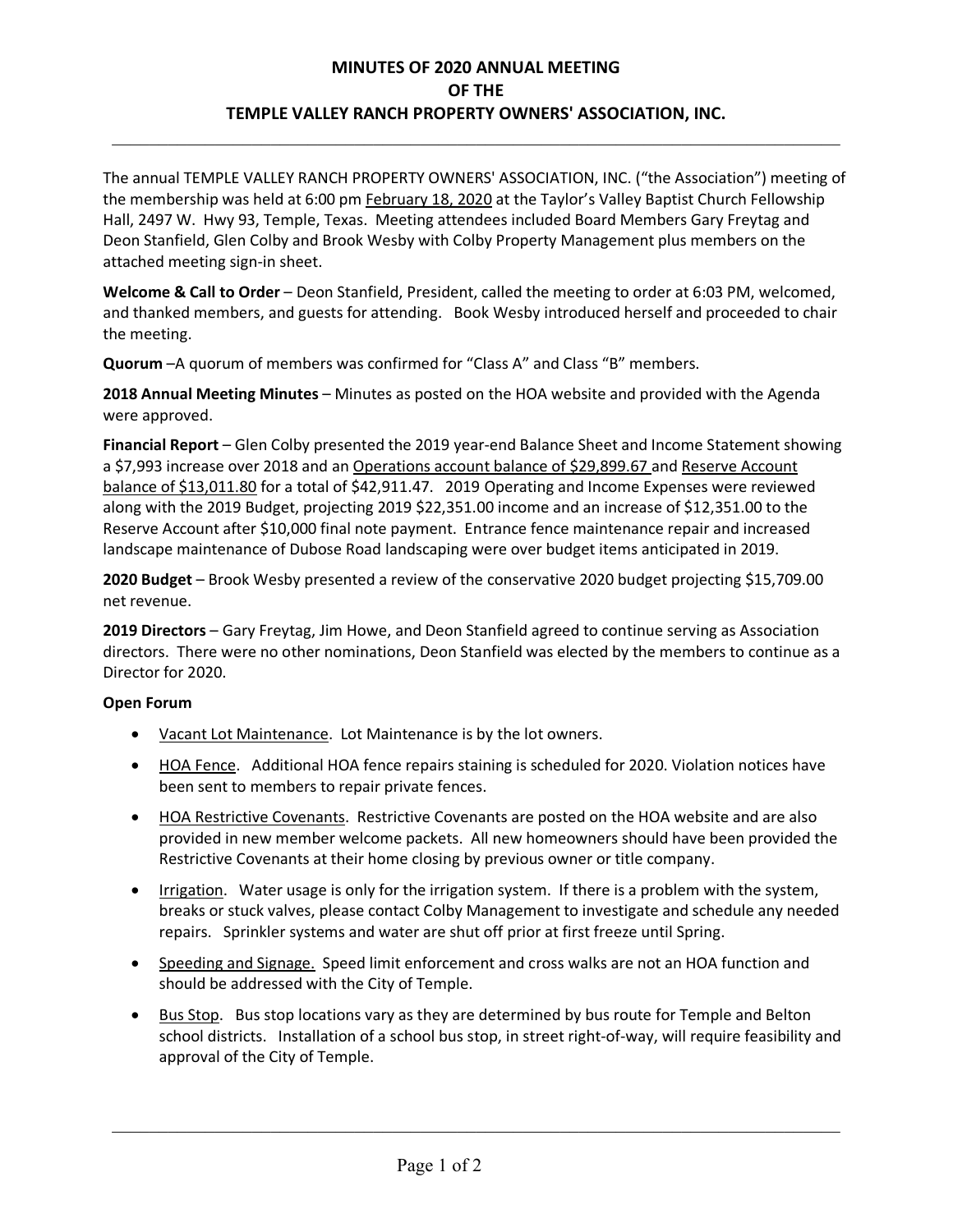# MINUTES OF 2020 ANNUAL MEETING OF THE TEMPLE VALLEY RANCH PROPERTY OWNERS' ASSOCIATION, INC.

The annual TEMPLE VALLEY RANCH PROPERTY OWNERS' ASSOCIATION, INC. ("the Association") meeting of the membership was held at 6:00 pm February 18, 2020 at the Taylor's Valley Baptist Church Fellowship Hall, 2497 W. Hwy 93, Temple, Texas. Meeting attendees included Board Members Gary Freytag and Deon Stanfield, Glen Colby and Brook Wesby with Colby Property Management plus members on the attached meeting sign-in sheet.

**Welcome & Call to Order** – Deon Stanfield, President, called the meeting to order at 6:03 PM, welcomed, and thanked members, and guests for attending. Book Wesby introduced herself and proceeded to chair the meeting.

**Quorum** –A quorum of members was confirmed for "Class A" and Class "B" members.

**2018 Annual Meeting Minutes** – Minutes as posted on the HOA website and provided with the Agenda were approved.

**Financial Report** – Glen Colby presented the 2019 year-end Balance Sheet and Income Statement showing a $7,993 increase over 2018 and an Operations account balance of $29,899.67 and Reserve Account balance of $13,011.80 for a total of $42,911.47. 2019 Operating and Income Expenses were reviewed along with the 2019 Budget, projecting 2019 $22,351.00 income and an increase of $12,351.00 to the Reserve Account after $10,000 final note payment. Entrance fence maintenance repair and increased landscape maintenance of Dubose Road landscaping were over budget items anticipated in 2019.

**2020 Budget** – Brook Wesby presented a review of the conservative 2020 budget projecting $15,709.00 net revenue.

**2019 Directors** – Gary Freytag, Jim Howe, and Deon Stanfield agreed to continue serving as Association directors. There were no other nominations, Deon Stanfield was elected by the members to continue as a Director for 2020.

**Open Forum**

- Vacant Lot Maintenance. Lot Maintenance is by the lot owners.
- HOA Fence. Additional HOA fence repairs staining is scheduled for 2020. Violation notices have been sent to members to repair private fences.
- HOA Restrictive Covenants. Restrictive Covenants are posted on the HOA website and are also provided in new member welcome packets. All new homeowners should have been provided the Restrictive Covenants at their home closing by previous owner or title company.
- Irrigation. Water usage is only for the irrigation system. If there is a problem with the system, breaks or stuck valves, please contact Colby Management to investigate and schedule any needed repairs. Sprinkler systems and water are shut off prior at first freeze until Spring.
- Speeding and Signage. Speed limit enforcement and cross walks are not an HOA function and should be addressed with the City of Temple.
- Bus Stop. Bus stop locations vary as they are determined by bus route for Temple and Belton school districts. Installation of a school bus stop, in street right-of-way, will require feasibility and approval of the City of Temple.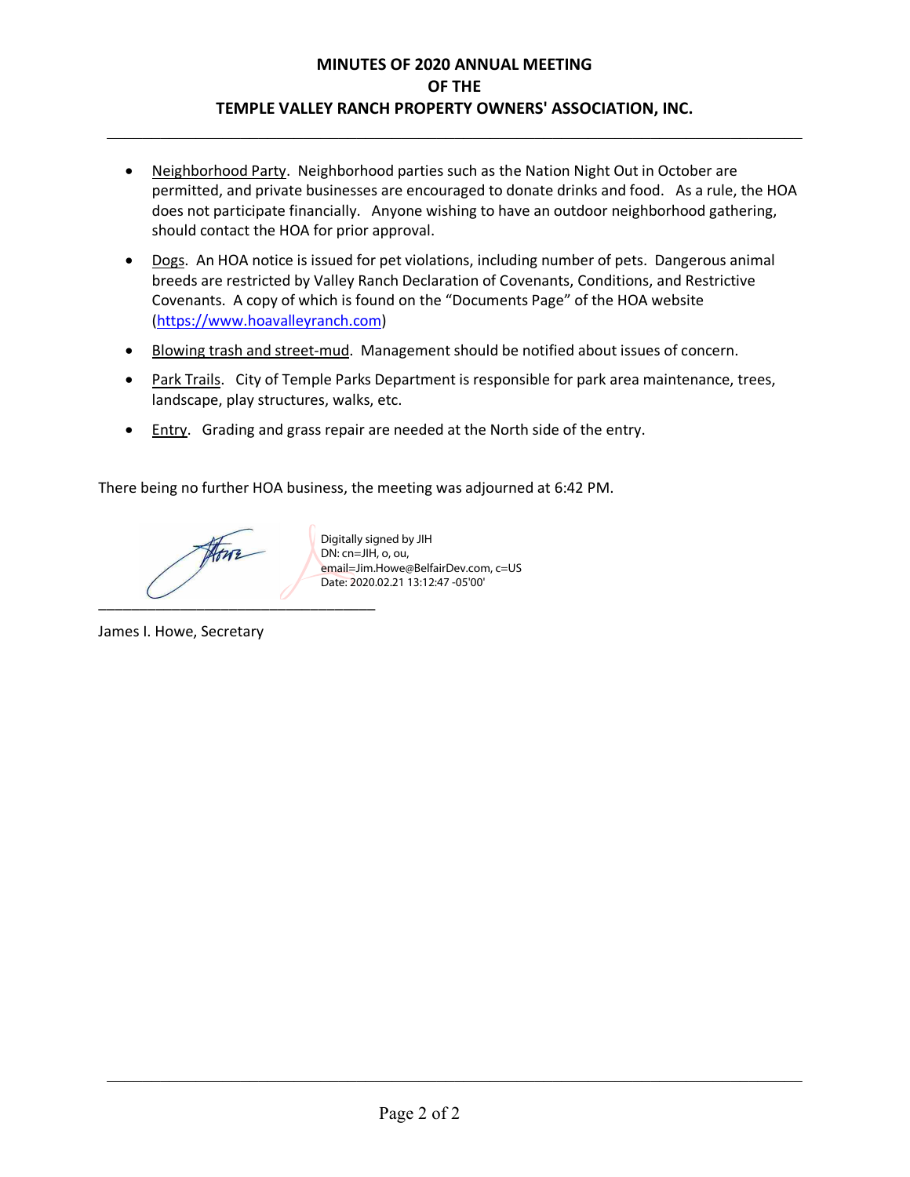- Neighborhood Party. Neighborhood parties such as the Nation Night Out in October are permitted, and private businesses are encouraged to donate drinks and food. As a rule, the HOA does not participate financially. Anyone wishing to have an outdoor neighborhood gathering, should contact the HOA for prior approval.
- Dogs. An HOA notice is issued for pet violations, including number of pets. Dangerous animal breeds are restricted by Valley Ranch Declaration of Covenants, Conditions, and Restrictive Covenants. A copy of which is found on the "Documents Page" of the HOA website (https://www.hoavalleyranch.com)
- Blowing trash and street-mud. Management should be notified about issues of concern.
- Park Trails. City of Temple Parks Department is responsible for park area maintenance, trees, landscape, play structures, walks, etc.
- Entry. Grading and grass repair are needed at the North side of the entry.

There being no further HOA business, the meeting was adjourned at 6:42 PM.

Digitally signed by JIH
DN: cn=JIH, o, ou, email=Jim.Howe@BelfairDev.com, c=US
Date: 2020.02.21 13:12:47 -05'00'

___________________________________

James I. Howe, Secretary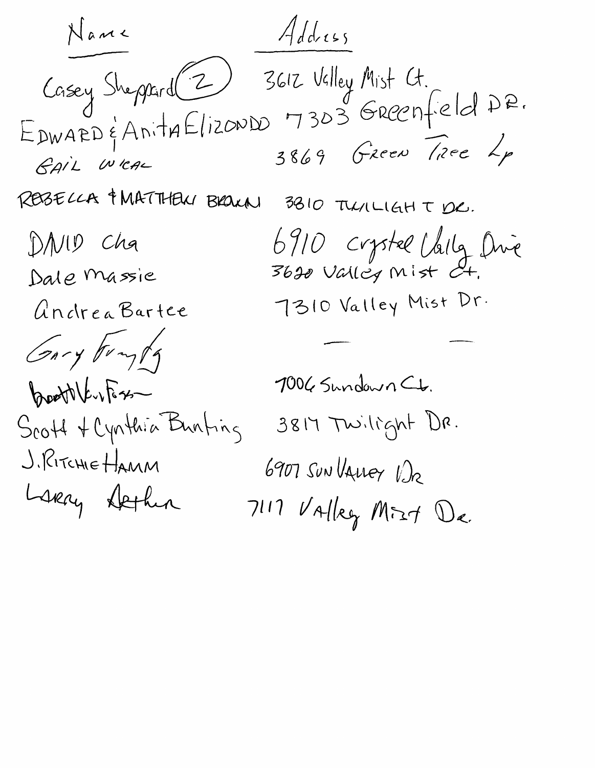| Name | Address |
| --- | --- |
| Casey Sheppard (2) | 3612 Valley Mist Ct. |
| EDWARD & Anita Elizondo | 7303 Greenfield DR. |
| GAIL WICAL | 3869 Green Tree Lp |
| REBECCA & MATTHEW BROWN | 3810 TWILIGHT DR. |
| DAVID Cha | 6910 Crystal Valley Drive |
| Dale Massie | 3620 Valley Mist Ct. |
| Andrea Bartee | 7310 Valley Mist Dr. |
| Gary Frangly | — — |
| Brett VanFossen | 7006 Sundown Ct. |
| Scott & Cynthia Bunting | 3817 Twilight DR. |
| J. RITCHIE HAMM | 6907 SUN VALLEY DR |
| Larry Arthur | 7117 Valley Mist Dr. |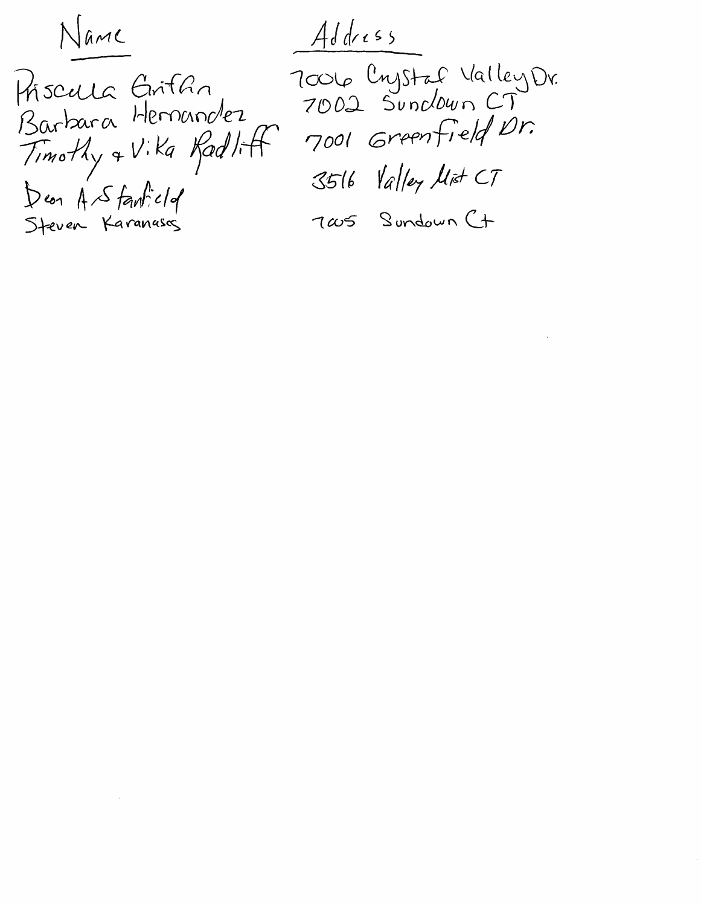| Name | Address |
| --- | --- |
| Priscilla Griffin | 7006 Crystal Valley Dr. |
| Barbara Hernandez | 7002 Sundown CT |
| Timothy & Vika Radliff | 7001 Greenfield Dr. |
| Deon A Stanfield | 3516 Valley Mist CT |
| Steven Karanasos | 7005 Sundown Ct |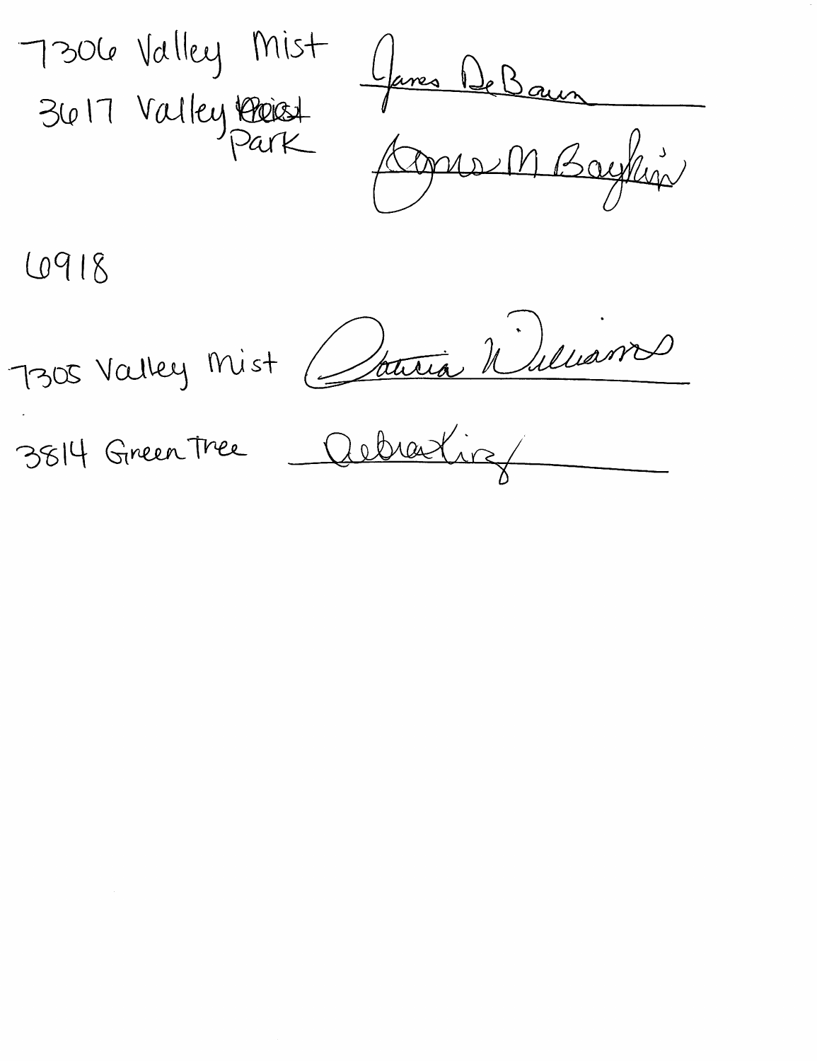7306 Valley Mist — James DeBaun

3617 Valley ~~Point~~ Park — James M Baykin

6918

7305 Valley Mist — Patricia Williams

3814 Green Tree — Debra Kirk